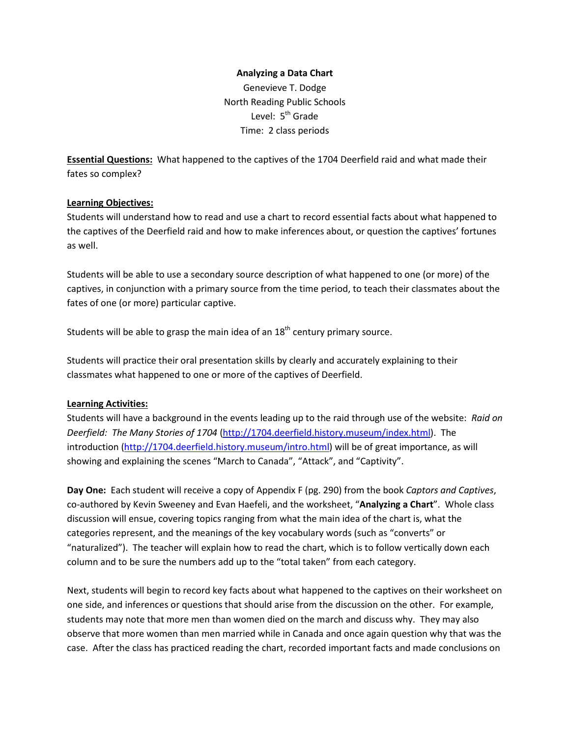**Analyzing a Data Chart**

Genevieve T. Dodge

North Reading Public Schools

Level: 5th Grade

Time: 2 class periods

**Essential Questions:** What happened to the captives of the 1704 Deerfield raid and what made their fates so complex?

**Learning Objectives:**

Students will understand how to read and use a chart to record essential facts about what happened to the captives of the Deerfield raid and how to make inferences about, or question the captives' fortunes as well.

Students will be able to use a secondary source description of what happened to one (or more) of the captives, in conjunction with a primary source from the time period, to teach their classmates about the fates of one (or more) particular captive.

Students will be able to grasp the main idea of an 18th century primary source.

Students will practice their oral presentation skills by clearly and accurately explaining to their classmates what happened to one or more of the captives of Deerfield.

**Learning Activities:**

Students will have a background in the events leading up to the raid through use of the website: *Raid on Deerfield: The Many Stories of 1704* (http://1704.deerfield.history.museum/index.html). The introduction (http://1704.deerfield.history.museum/intro.html) will be of great importance, as will showing and explaining the scenes "March to Canada", "Attack", and "Captivity".

**Day One:** Each student will receive a copy of Appendix F (pg. 290) from the book *Captors and Captives*, co-authored by Kevin Sweeney and Evan Haefeli, and the worksheet, "**Analyzing a Chart**". Whole class discussion will ensue, covering topics ranging from what the main idea of the chart is, what the categories represent, and the meanings of the key vocabulary words (such as "converts" or "naturalized"). The teacher will explain how to read the chart, which is to follow vertically down each column and to be sure the numbers add up to the "total taken" from each category.

Next, students will begin to record key facts about what happened to the captives on their worksheet on one side, and inferences or questions that should arise from the discussion on the other. For example, students may note that more men than women died on the march and discuss why. They may also observe that more women than men married while in Canada and once again question why that was the case. After the class has practiced reading the chart, recorded important facts and made conclusions on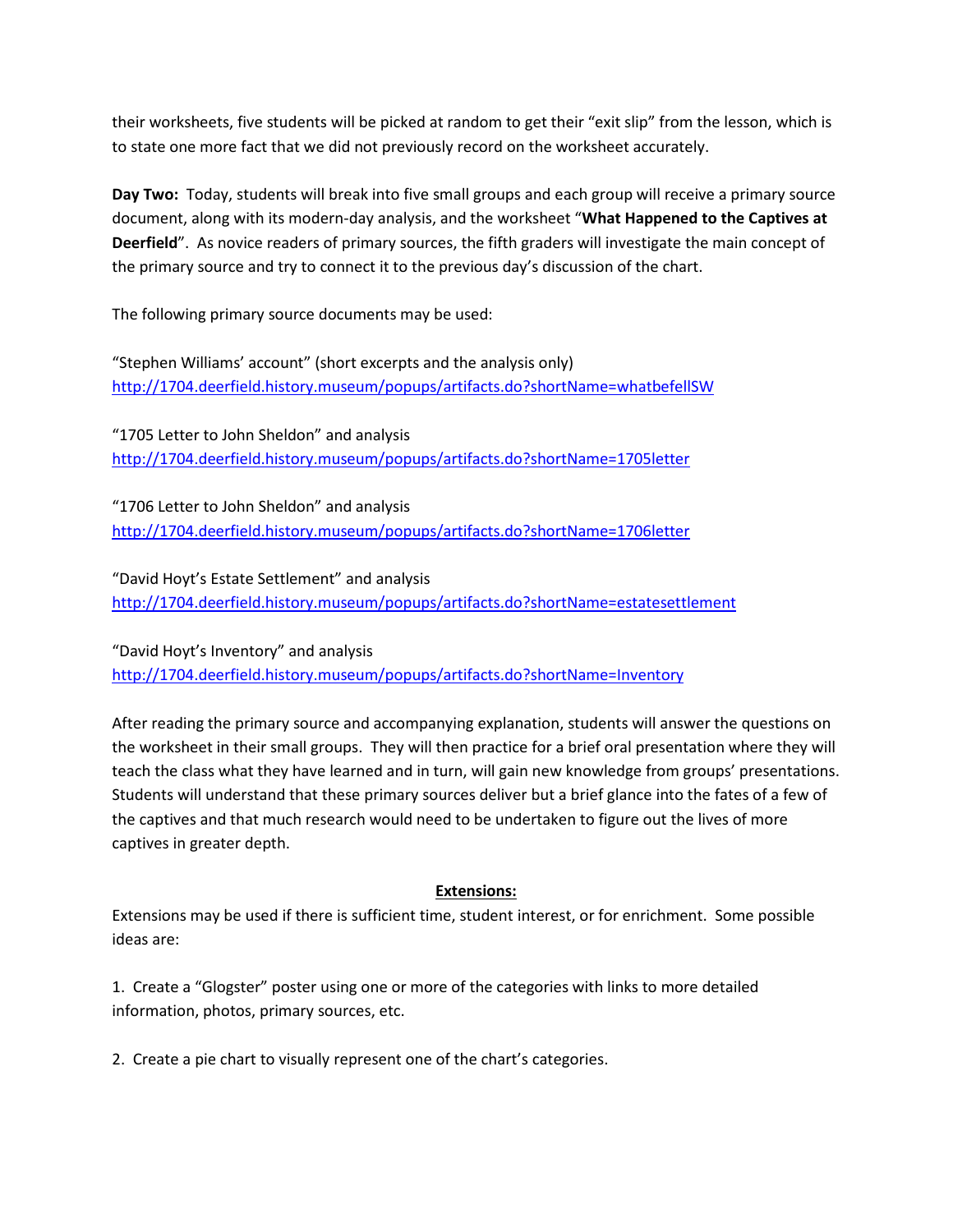their worksheets, five students will be picked at random to get their "exit slip" from the lesson, which is to state one more fact that we did not previously record on the worksheet accurately.

**Day Two:** Today, students will break into five small groups and each group will receive a primary source document, along with its modern-day analysis, and the worksheet "**What Happened to the Captives at Deerfield**". As novice readers of primary sources, the fifth graders will investigate the main concept of the primary source and try to connect it to the previous day's discussion of the chart.

The following primary source documents may be used:

"Stephen Williams' account" (short excerpts and the analysis only)
http://1704.deerfield.history.museum/popups/artifacts.do?shortName=whatbefellSW

"1705 Letter to John Sheldon" and analysis
http://1704.deerfield.history.museum/popups/artifacts.do?shortName=1705letter

"1706 Letter to John Sheldon" and analysis
http://1704.deerfield.history.museum/popups/artifacts.do?shortName=1706letter

"David Hoyt's Estate Settlement" and analysis
http://1704.deerfield.history.museum/popups/artifacts.do?shortName=estatesettlement

"David Hoyt's Inventory" and analysis
http://1704.deerfield.history.museum/popups/artifacts.do?shortName=Inventory

After reading the primary source and accompanying explanation, students will answer the questions on the worksheet in their small groups. They will then practice for a brief oral presentation where they will teach the class what they have learned and in turn, will gain new knowledge from groups' presentations. Students will understand that these primary sources deliver but a brief glance into the fates of a few of the captives and that much research would need to be undertaken to figure out the lives of more captives in greater depth.

## Extensions:

Extensions may be used if there is sufficient time, student interest, or for enrichment. Some possible ideas are:

1. Create a "Glogster" poster using one or more of the categories with links to more detailed information, photos, primary sources, etc.

2. Create a pie chart to visually represent one of the chart's categories.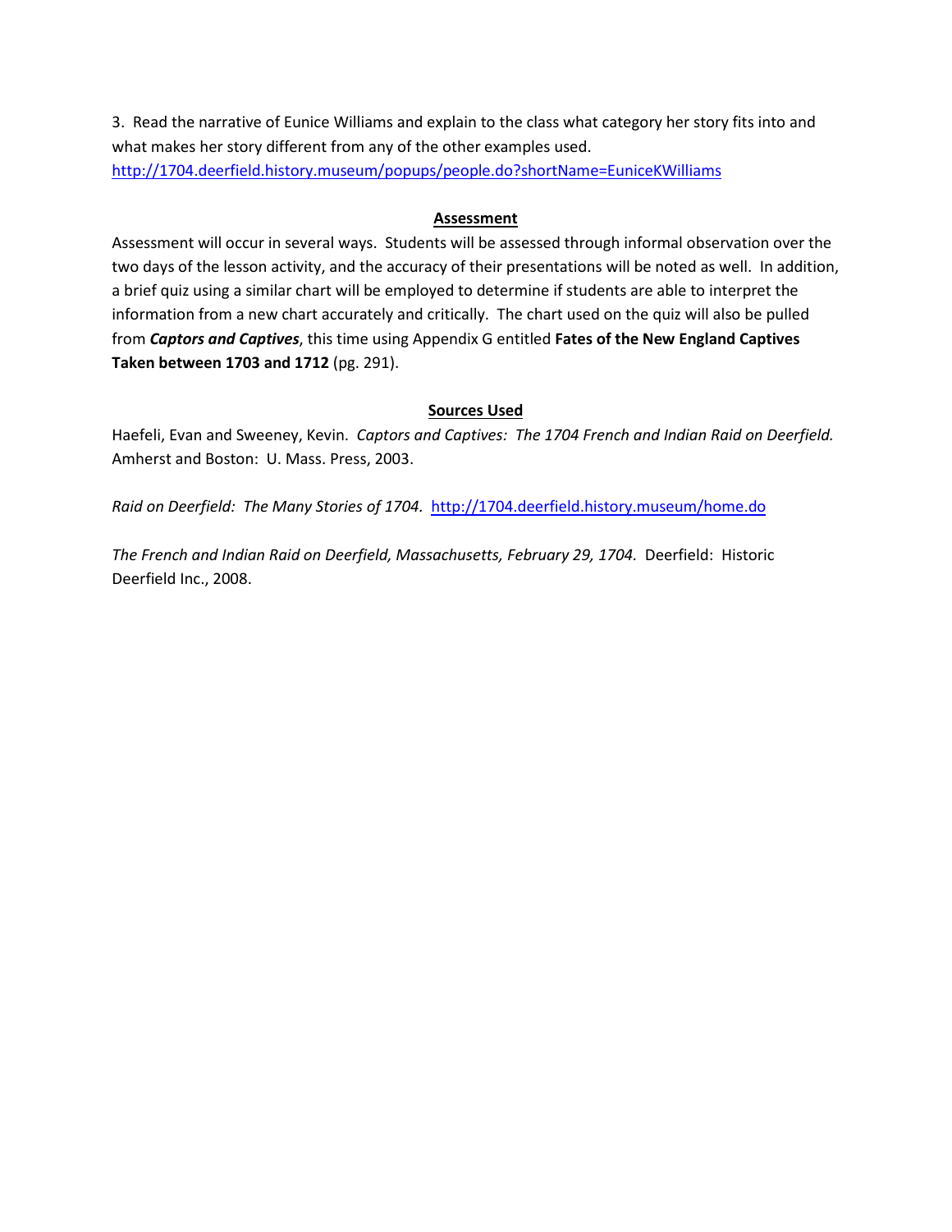3. Read the narrative of Eunice Williams and explain to the class what category her story fits into and what makes her story different from any of the other examples used. [http://1704.deerfield.history.museum/popups/people.do?shortName=EuniceKWilliams](http://1704.deerfield.history.museum/popups/people.do?shortName=EuniceKWilliams)

## Assessment

Assessment will occur in several ways. Students will be assessed through informal observation over the two days of the lesson activity, and the accuracy of their presentations will be noted as well. In addition, a brief quiz using a similar chart will be employed to determine if students are able to interpret the information from a new chart accurately and critically. The chart used on the quiz will also be pulled from ***Captors and Captives***, this time using Appendix G entitled **Fates of the New England Captives Taken between 1703 and 1712** (pg. 291).

## Sources Used

Haefeli, Evan and Sweeney, Kevin. *Captors and Captives: The 1704 French and Indian Raid on Deerfield.* Amherst and Boston: U. Mass. Press, 2003.

*Raid on Deerfield: The Many Stories of 1704.* [http://1704.deerfield.history.museum/home.do](http://1704.deerfield.history.museum/home.do)

*The French and Indian Raid on Deerfield, Massachusetts, February 29, 1704.* Deerfield: Historic Deerfield Inc., 2008.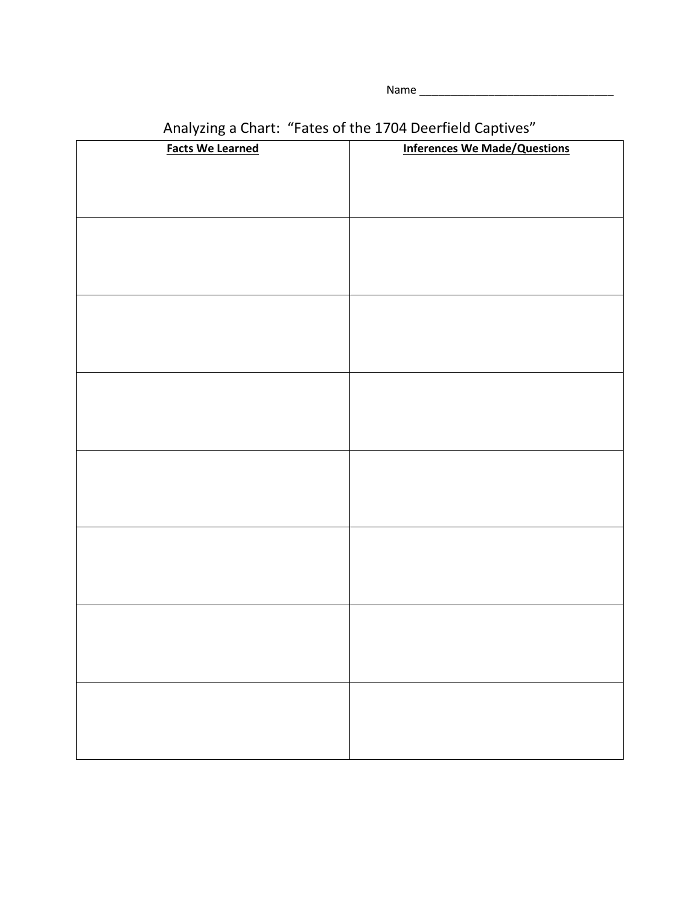Name ________________________________

## Analyzing a Chart: "Fates of the 1704 Deerfield Captives"

| **Facts We Learned** | **Inferences We Made/Questions** |
|---|---|
| | |
| | |
| | |
| | |
| | |
| | |
| | |
| | |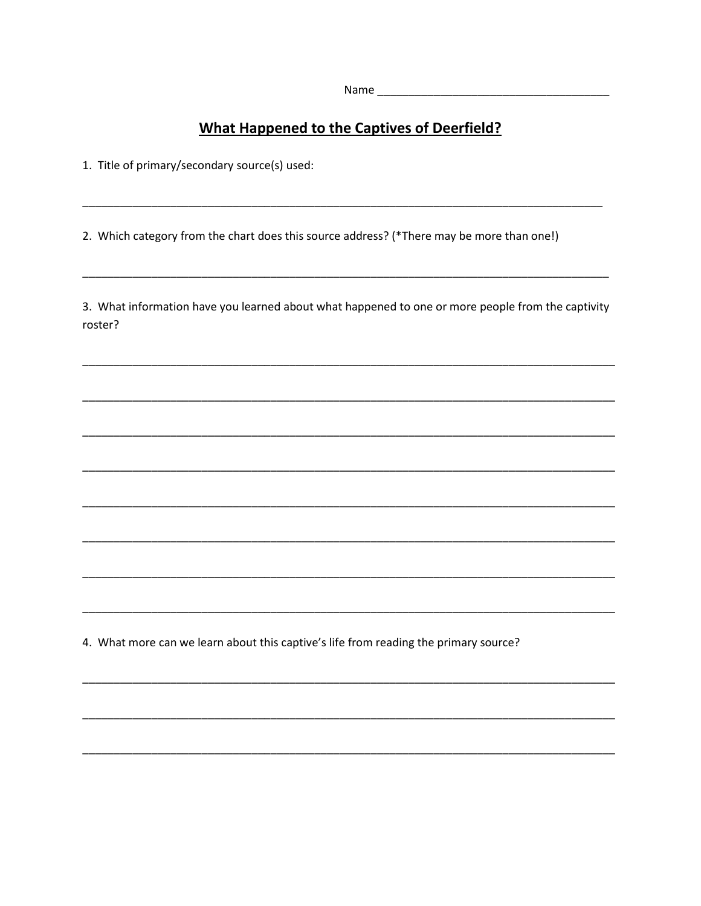Name ______________________________________

## What Happened to the Captives of Deerfield?

1. Title of primary/secondary source(s) used:

_______________________________________________________________________________________

2. Which category from the chart does this source address? (*There may be more than one!)

_______________________________________________________________________________________

3. What information have you learned about what happened to one or more people from the captivity roster?

_______________________________________________________________________________________

_______________________________________________________________________________________

_______________________________________________________________________________________

_______________________________________________________________________________________

_______________________________________________________________________________________

_______________________________________________________________________________________

_______________________________________________________________________________________

_______________________________________________________________________________________

4. What more can we learn about this captive's life from reading the primary source?

_______________________________________________________________________________________

_______________________________________________________________________________________

_______________________________________________________________________________________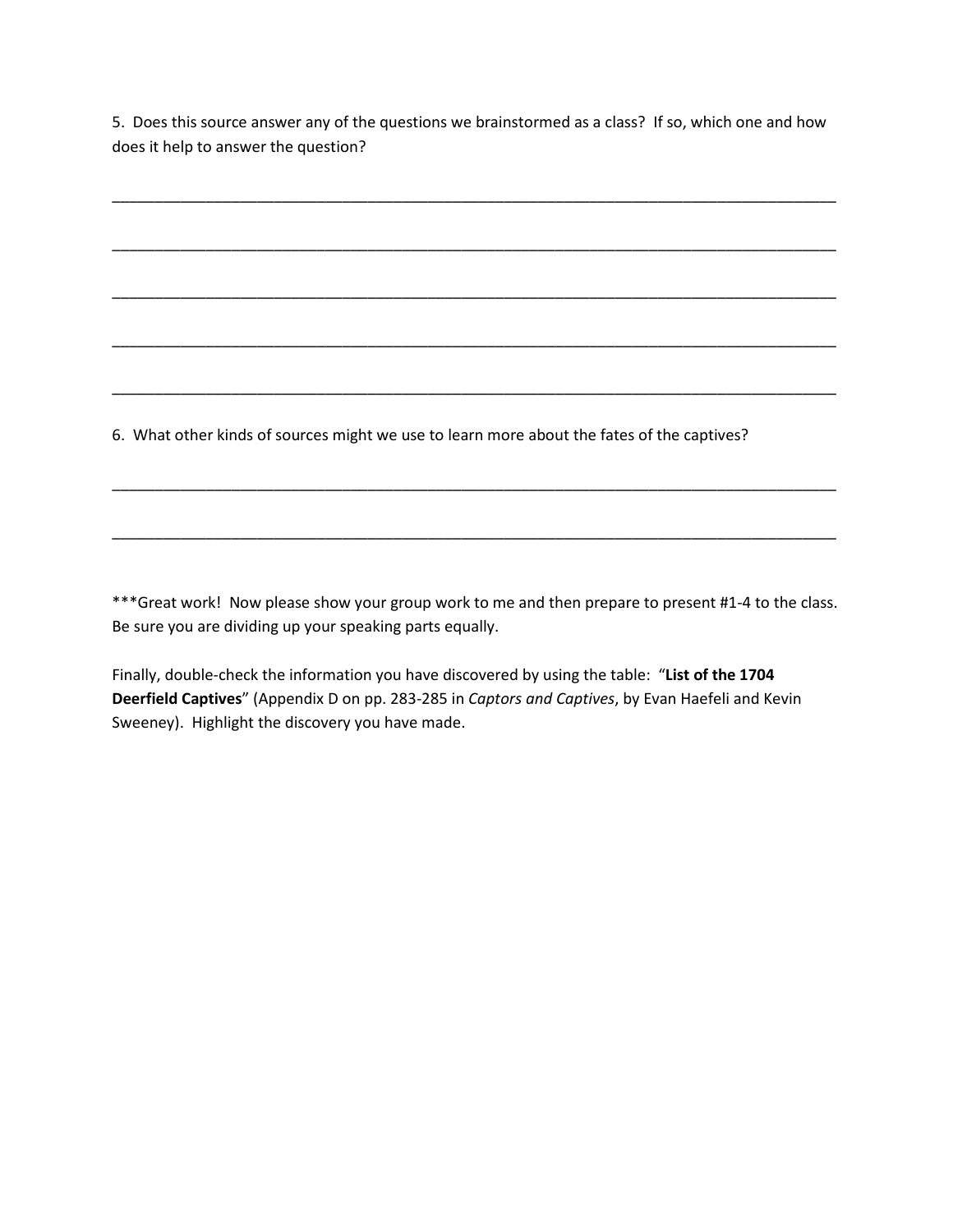5. Does this source answer any of the questions we brainstormed as a class? If so, which one and how does it help to answer the question?

_______________________________________________________________________________________

_______________________________________________________________________________________

_______________________________________________________________________________________

_______________________________________________________________________________________

_______________________________________________________________________________________

6. What other kinds of sources might we use to learn more about the fates of the captives?

_______________________________________________________________________________________

_______________________________________________________________________________________

***Great work! Now please show your group work to me and then prepare to present #1-4 to the class. Be sure you are dividing up your speaking parts equally.

Finally, double-check the information you have discovered by using the table: "**List of the 1704 Deerfield Captives**" (Appendix D on pp. 283-285 in *Captors and Captives*, by Evan Haefeli and Kevin Sweeney). Highlight the discovery you have made.